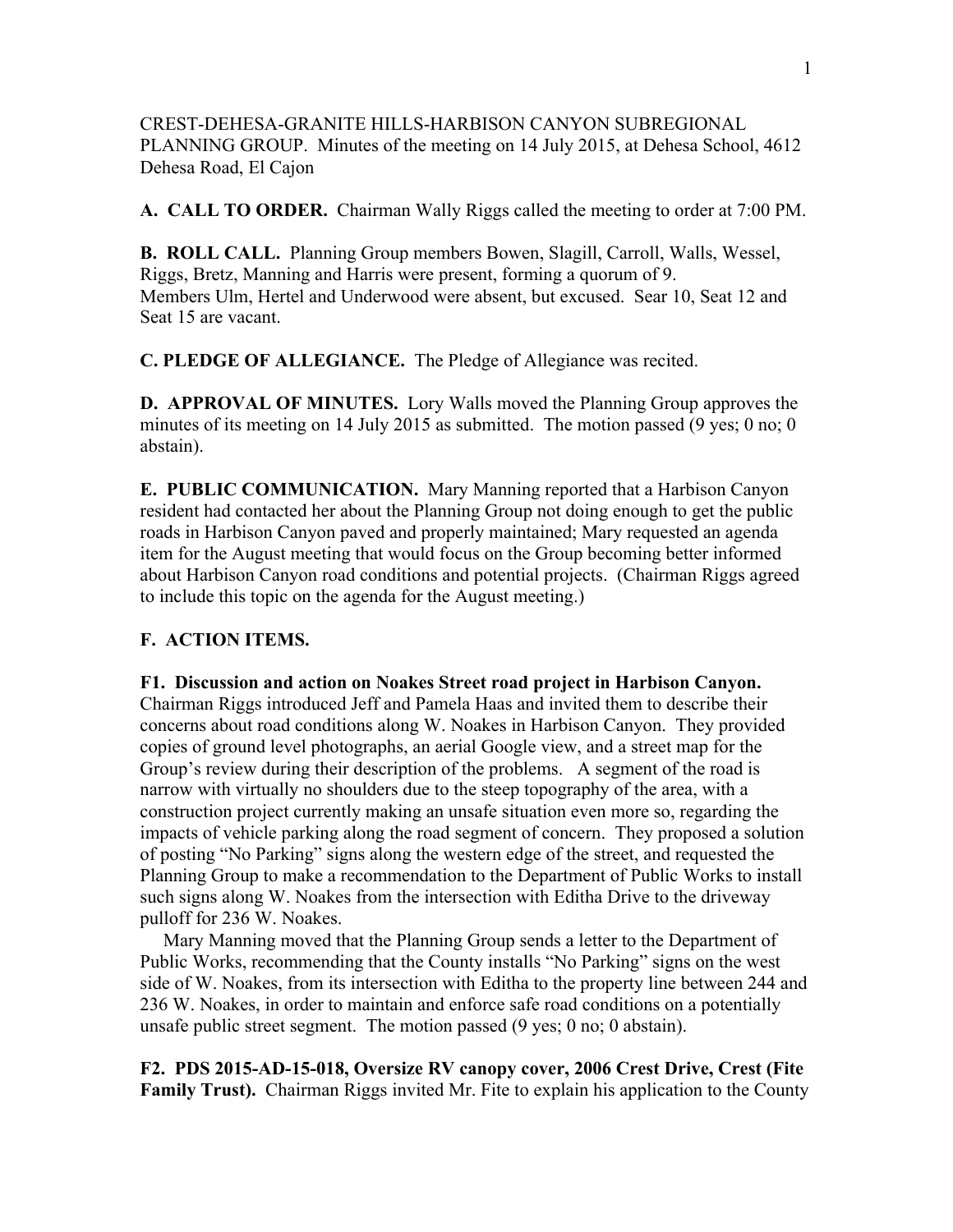CREST-DEHESA-GRANITE HILLS-HARBISON CANYON SUBREGIONAL PLANNING GROUP. Minutes of the meeting on 14 July 2015, at Dehesa School, 4612 Dehesa Road, El Cajon

**A. CALL TO ORDER.** Chairman Wally Riggs called the meeting to order at 7:00 PM.

**B. ROLL CALL.** Planning Group members Bowen, Slagill, Carroll, Walls, Wessel, Riggs, Bretz, Manning and Harris were present, forming a quorum of 9. Members Ulm, Hertel and Underwood were absent, but excused. Sear 10, Seat 12 and Seat 15 are vacant.

**C. PLEDGE OF ALLEGIANCE.** The Pledge of Allegiance was recited.

**D. APPROVAL OF MINUTES.** Lory Walls moved the Planning Group approves the minutes of its meeting on 14 July 2015 as submitted. The motion passed (9 yes; 0 no; 0 abstain).

**E. PUBLIC COMMUNICATION.** Mary Manning reported that a Harbison Canyon resident had contacted her about the Planning Group not doing enough to get the public roads in Harbison Canyon paved and properly maintained; Mary requested an agenda item for the August meeting that would focus on the Group becoming better informed about Harbison Canyon road conditions and potential projects. (Chairman Riggs agreed to include this topic on the agenda for the August meeting.)

**F. ACTION ITEMS.**

**F1. Discussion and action on Noakes Street road project in Harbison Canyon.** Chairman Riggs introduced Jeff and Pamela Haas and invited them to describe their concerns about road conditions along W. Noakes in Harbison Canyon. They provided copies of ground level photographs, an aerial Google view, and a street map for the Group's review during their description of the problems. A segment of the road is narrow with virtually no shoulders due to the steep topography of the area, with a construction project currently making an unsafe situation even more so, regarding the impacts of vehicle parking along the road segment of concern. They proposed a solution of posting "No Parking" signs along the western edge of the street, and requested the Planning Group to make a recommendation to the Department of Public Works to install such signs along W. Noakes from the intersection with Editha Drive to the driveway pulloff for 236 W. Noakes.

Mary Manning moved that the Planning Group sends a letter to the Department of Public Works, recommending that the County installs "No Parking" signs on the west side of W. Noakes, from its intersection with Editha to the property line between 244 and 236 W. Noakes, in order to maintain and enforce safe road conditions on a potentially unsafe public street segment. The motion passed (9 yes; 0 no; 0 abstain).

**F2. PDS 2015-AD-15-018, Oversize RV canopy cover, 2006 Crest Drive, Crest (Fite Family Trust).** Chairman Riggs invited Mr. Fite to explain his application to the County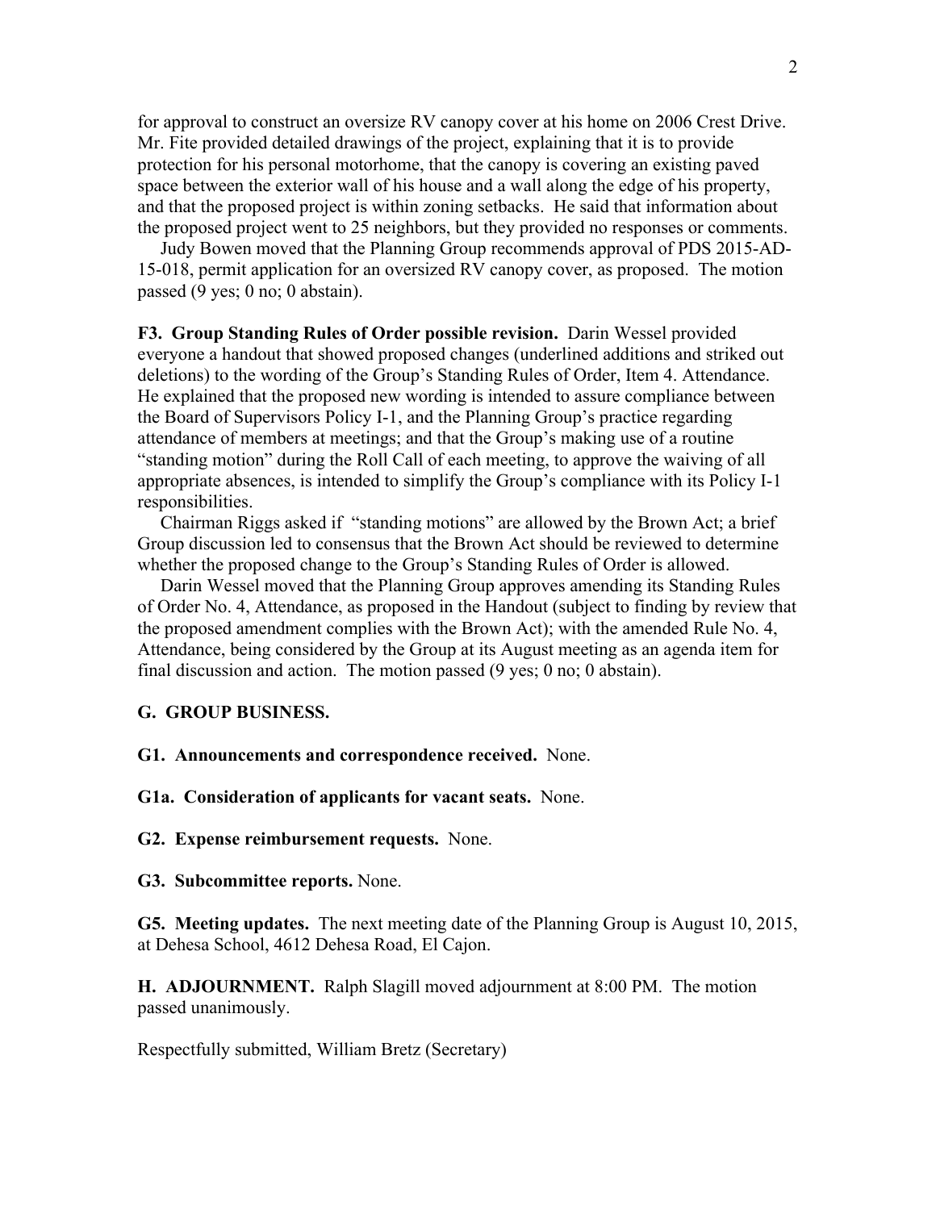for approval to construct an oversize RV canopy cover at his home on 2006 Crest Drive. Mr. Fite provided detailed drawings of the project, explaining that it is to provide protection for his personal motorhome, that the canopy is covering an existing paved space between the exterior wall of his house and a wall along the edge of his property, and that the proposed project is within zoning setbacks. He said that information about the proposed project went to 25 neighbors, but they provided no responses or comments.

Judy Bowen moved that the Planning Group recommends approval of PDS 2015-AD-15-018, permit application for an oversized RV canopy cover, as proposed. The motion passed (9 yes; 0 no; 0 abstain).

**F3. Group Standing Rules of Order possible revision.** Darin Wessel provided everyone a handout that showed proposed changes (underlined additions and striked out deletions) to the wording of the Group's Standing Rules of Order, Item 4. Attendance. He explained that the proposed new wording is intended to assure compliance between the Board of Supervisors Policy I-1, and the Planning Group's practice regarding attendance of members at meetings; and that the Group's making use of a routine "standing motion" during the Roll Call of each meeting, to approve the waiving of all appropriate absences, is intended to simplify the Group's compliance with its Policy I-1 responsibilities.

Chairman Riggs asked if "standing motions" are allowed by the Brown Act; a brief Group discussion led to consensus that the Brown Act should be reviewed to determine whether the proposed change to the Group's Standing Rules of Order is allowed.

Darin Wessel moved that the Planning Group approves amending its Standing Rules of Order No. 4, Attendance, as proposed in the Handout (subject to finding by review that the proposed amendment complies with the Brown Act); with the amended Rule No. 4, Attendance, being considered by the Group at its August meeting as an agenda item for final discussion and action. The motion passed (9 yes; 0 no; 0 abstain).

**G. GROUP BUSINESS.**

**G1. Announcements and correspondence received.** None.

**G1a. Consideration of applicants for vacant seats.** None.

**G2. Expense reimbursement requests.** None.

**G3. Subcommittee reports.** None.

**G5. Meeting updates.** The next meeting date of the Planning Group is August 10, 2015, at Dehesa School, 4612 Dehesa Road, El Cajon.

**H. ADJOURNMENT.** Ralph Slagill moved adjournment at 8:00 PM. The motion passed unanimously.

Respectfully submitted, William Bretz (Secretary)